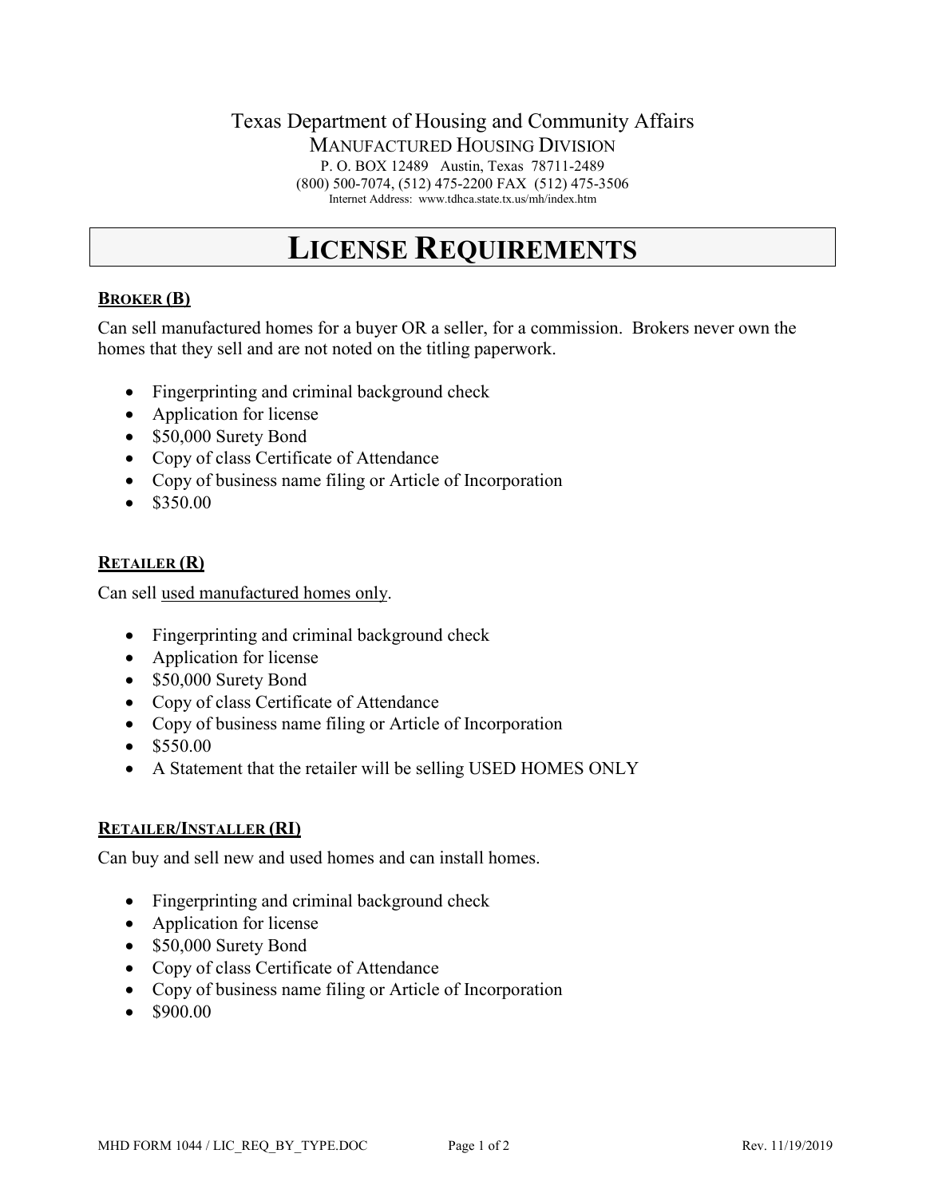Texas Department of Housing and Community Affairs

MANUFACTURED HOUSING DIVISION

P. O. BOX 12489 Austin, Texas 78711-2489

(800) 500-7074, (512) 475-2200 FAX (512) 475-3506

Internet Address: www.tdhca.state.tx.us/mh/index.htm

# LICENSE REQUIREMENTS

## BROKER (B)

Can sell manufactured homes for a buyer OR a seller, for a commission. Brokers never own the homes that they sell and are not noted on the titling paperwork.

- Fingerprinting and criminal background check
- Application for license
- $50,000 Surety Bond
- Copy of class Certificate of Attendance
- Copy of business name filing or Article of Incorporation
- $350.00

## RETAILER (R)

Can sell used manufactured homes only.

- Fingerprinting and criminal background check
- Application for license
- $50,000 Surety Bond
- Copy of class Certificate of Attendance
- Copy of business name filing or Article of Incorporation
- $550.00
- A Statement that the retailer will be selling USED HOMES ONLY

## RETAILER/INSTALLER (RI)

Can buy and sell new and used homes and can install homes.

- Fingerprinting and criminal background check
- Application for license
- $50,000 Surety Bond
- Copy of class Certificate of Attendance
- Copy of business name filing or Article of Incorporation
- $900.00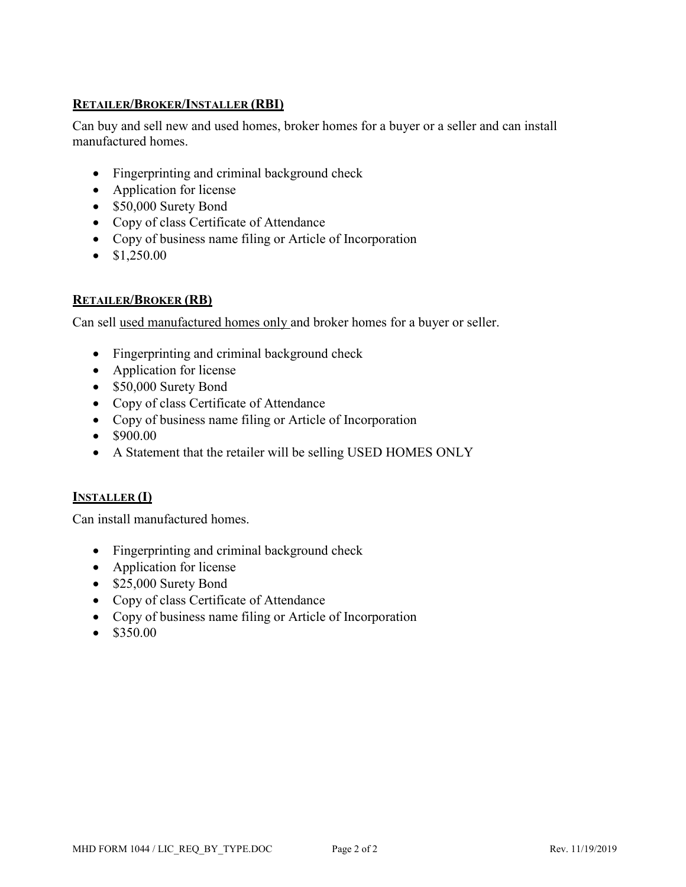## **RETAILER/BROKER/INSTALLER (RBI)**

Can buy and sell new and used homes, broker homes for a buyer or a seller and can install manufactured homes.

- Fingerprinting and criminal background check
- Application for license
- $50,000 Surety Bond
- Copy of class Certificate of Attendance
- Copy of business name filing or Article of Incorporation
- $1,250.00

## **RETAILER/BROKER (RB)**

Can sell <u>used manufactured homes only</u> and broker homes for a buyer or seller.

- Fingerprinting and criminal background check
- Application for license
- $50,000 Surety Bond
- Copy of class Certificate of Attendance
- Copy of business name filing or Article of Incorporation
- $900.00
- A Statement that the retailer will be selling USED HOMES ONLY

## **INSTALLER (I)**

Can install manufactured homes.

- Fingerprinting and criminal background check
- Application for license
- $25,000 Surety Bond
- Copy of class Certificate of Attendance
- Copy of business name filing or Article of Incorporation
- $350.00